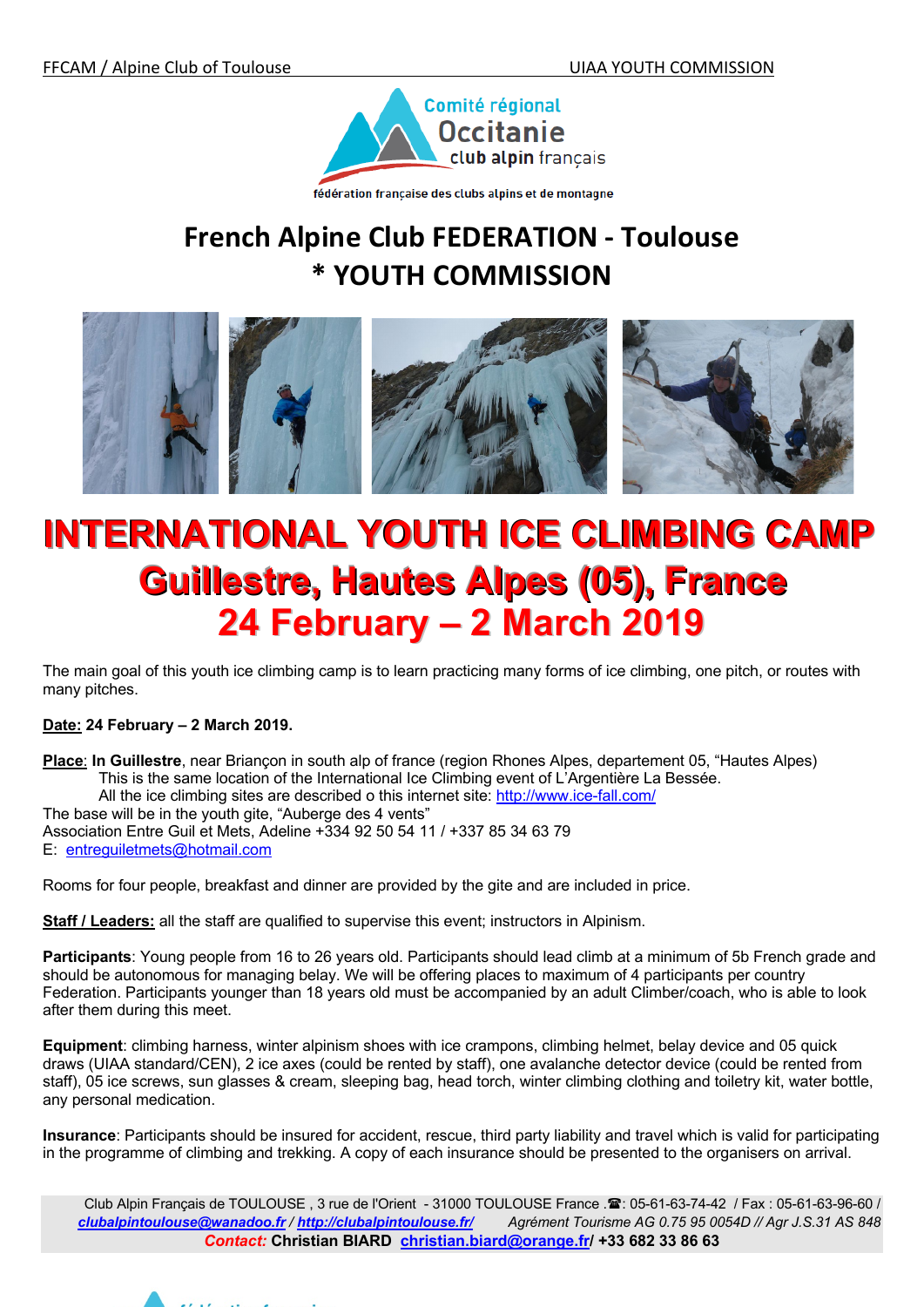FFCAM / Alpine Club of Toulouse UIAA YOUTH COMMISSION

Comité régional Occitanie club alpin français

fédération française des clubs alpins et de montagne

# French Alpine Club FEDERATION - Toulouse
# * YOUTH COMMISSION

# INTERNATIONAL YOUTH ICE CLIMBING CAMP
## Guillestre, Hautes Alpes (05), France
## 24 February – 2 March 2019

The main goal of this youth ice climbing camp is to learn practicing many forms of ice climbing, one pitch, or routes with many pitches.

**Date: 24 February – 2 March 2019.**

**Place**: **In Guillestre**, near Briançon in south alp of france (region Rhones Alpes, departement 05, "Hautes Alpes)
This is the same location of the International Ice Climbing event of L'Argentière La Bessée.
All the ice climbing sites are described o this internet site: http://www.ice-fall.com/
The base will be in the youth gite, "Auberge des 4 vents"
Association Entre Guil et Mets, Adeline +334 92 50 54 11 / +337 85 34 63 79
E: entreguiletmets@hotmail.com

Rooms for four people, breakfast and dinner are provided by the gite and are included in price.

**Staff / Leaders:** all the staff are qualified to supervise this event; instructors in Alpinism.

**Participants**: Young people from 16 to 26 years old. Participants should lead climb at a minimum of 5b French grade and should be autonomous for managing belay. We will be offering places to maximum of 4 participants per country Federation. Participants younger than 18 years old must be accompanied by an adult Climber/coach, who is able to look after them during this meet.

**Equipment**: climbing harness, winter alpinism shoes with ice crampons, climbing helmet, belay device and 05 quick draws (UIAA standard/CEN), 2 ice axes (could be rented by staff), one avalanche detector device (could be rented from staff), 05 ice screws, sun glasses & cream, sleeping bag, head torch, winter climbing clothing and toiletry kit, water bottle, any personal medication.

**Insurance**: Participants should be insured for accident, rescue, third party liability and travel which is valid for participating in the programme of climbing and trekking. A copy of each insurance should be presented to the organisers on arrival.

Club Alpin Français de TOULOUSE , 3 rue de l'Orient - 31000 TOULOUSE France .☎: 05-61-63-74-42 / Fax : 05-61-63-96-60 /
*clubalpintoulouse@wanadoo.fr* / *http://clubalpintoulouse.fr/* *Agrément Tourisme AG 0.75 95 0054D // Agr J.S.31 AS 848*
***Contact:*** **Christian BIARD christian.biard@orange.fr/ +33 682 33 86 63**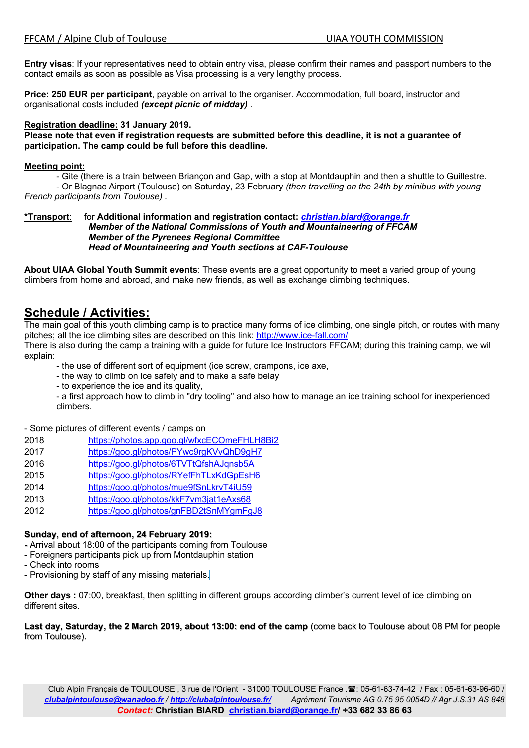**Entry visas**: If your representatives need to obtain entry visa, please confirm their names and passport numbers to the contact emails as soon as possible as Visa processing is a very lengthy process.

**Price: 250 EUR per participant**, payable on arrival to the organiser. Accommodation, full board, instructor and organisational costs included ***(except picnic of midday)*** .

**<u>Registration deadline:</u> 31 January 2019.**
**Please note that even if registration requests are submitted before this deadline, it is not a guarantee of participation. The camp could be full before this deadline.**

**<u>Meeting point:</u>**

- Gite (there is a train between Briançon and Gap, with a stop at Montdauphin and then a shuttle to Guillestre.
- Or Blagnac Airport (Toulouse) on Saturday, 23 February *(then travelling on the 24th by minibus with young French participants from Toulouse)* .

**<u>*Transport</u>**: for **Additional information and registration contact: *christian.biard@orange.fr***
***Member of the National Commissions of Youth and Mountaineering of FFCAM***
***Member of the Pyrenees Regional Committee***
***Head of Mountaineering and Youth sections at CAF-Toulouse***

**About UIAA Global Youth Summit events**: These events are a great opportunity to meet a varied group of young climbers from home and abroad, and make new friends, as well as exchange climbing techniques.

## Schedule / Activities:

The main goal of this youth climbing camp is to practice many forms of ice climbing, one single pitch, or routes with many pitches; all the ice climbing sites are described on this link: http://www.ice-fall.com/
There is also during the camp a training with a guide for future Ice Instructors FFCAM; during this training camp, we wil explain:

- the use of different sort of equipment (ice screw, crampons, ice axe,
- the way to climb on ice safely and to make a safe belay
- to experience the ice and its quality,
- a first approach how to climb in "dry tooling" and also how to manage an ice training school for inexperienced climbers.

- Some pictures of different events / camps on

| | |
|---|---|
| 2018 | https://photos.app.goo.gl/wfxcECOmeFHLH8Bi2 |
| 2017 | https://goo.gl/photos/PYwc9rgKVvQhD9gH7 |
| 2016 | https://goo.gl/photos/6TVTtQfshAJqnsb5A |
| 2015 | https://goo.gl/photos/RYefFhTLxKdGpEsH6 |
| 2014 | https://goo.gl/photos/mue9fSnLkrvT4iU59 |
| 2013 | https://goo.gl/photos/kkF7vm3jat1eAxs68 |
| 2012 | https://goo.gl/photos/gnFBD2tSnMYgmFgJ8 |

**Sunday, end of afternoon, 24 February 2019:**

- Arrival about 18:00 of the participants coming from Toulouse
- Foreigners participants pick up from Montdauphin station
- Check into rooms
- Provisioning by staff of any missing materials.

**Other days :** 07:00, breakfast, then splitting in different groups according climber's current level of ice climbing on different sites.

**Last day, Saturday, the 2 March 2019, about 13:00: end of the camp** (come back to Toulouse about 08 PM for people from Toulouse).

Club Alpin Français de TOULOUSE , 3 rue de l'Orient - 31000 TOULOUSE France .☎: 05-61-63-74-42 / Fax : 05-61-63-96-60 /
***clubalpintoulouse@wanadoo.fr / http://clubalpintoulouse.fr/*** *Agrément Tourisme AG 0.75 95 0054D // Agr J.S.31 AS 848*
***Contact:*** **Christian BIARD christian.biard@orange.fr/ +33 682 33 86 63**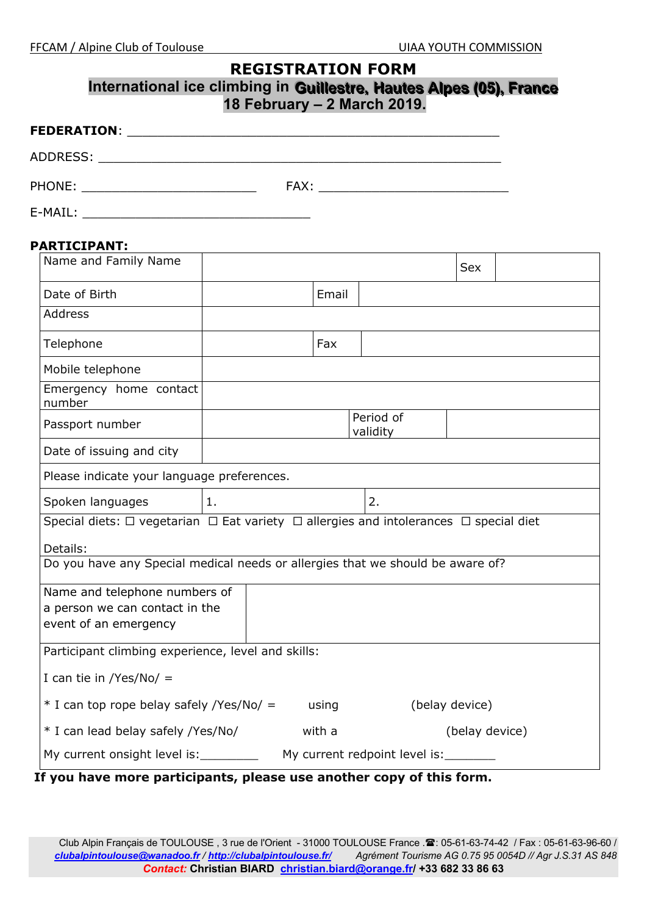FFCAM / Alpine Club of Toulouse UIAA YOUTH COMMISSION

# REGISTRATION FORM

## International ice climbing in Guillestre, Hautes Alpes (05), France
## 18 February – 2 March 2019.

**FEDERATION**: ___________________________________________________

ADDRESS: ______________________________________________________

PHONE: ______________________ FAX: ________________________

E-MAIL: _____________________________

**PARTICIPANT:**

| Name and Family Name | | | | Sex | |
|---|---|---|---|---|---|
| Date of Birth | | Email | | | |
| Address | | | | | |
| Telephone | | Fax | | | |
| Mobile telephone | | | | | |
| Emergency home contact number | | | | | |
| Passport number | | | Period of validity | | |
| Date of issuing and city | | | | | |
| Please indicate your language preferences. | | | | | |
| Spoken languages | 1. | | 2. | | |
| Special diets: ☐ vegetarian ☐ Eat variety ☐ allergies and intolerances ☐ special diet<br><br>Details: | | | | | |
| Do you have any Special medical needs or allergies that we should be aware of? | | | | | |
| Name and telephone numbers of a person we can contact in the event of an emergency | | | | | |
| Participant climbing experience, level and skills:<br><br>I can tie in /Yes/No/ =<br><br>* I can top rope belay safely /Yes/No/ = using (belay device)<br><br>* I can lead belay safely /Yes/No/ with a (belay device)<br><br>My current onsight level is:________ My current redpoint level is:_______ | | | | | |

**If you have more participants, please use another copy of this form.**

Club Alpin Français de TOULOUSE , 3 rue de l'Orient - 31000 TOULOUSE France .☎: 05-61-63-74-42 / Fax : 05-61-63-96-60 / *clubalpintoulouse@wanadoo.fr* / *http://clubalpintoulouse.fr/* *Agrément Tourisme AG 0.75 95 0054D // Agr J.S.31 AS 848*
*Contact:* **Christian BIARD christian.biard@orange.fr/ +33 682 33 86 63**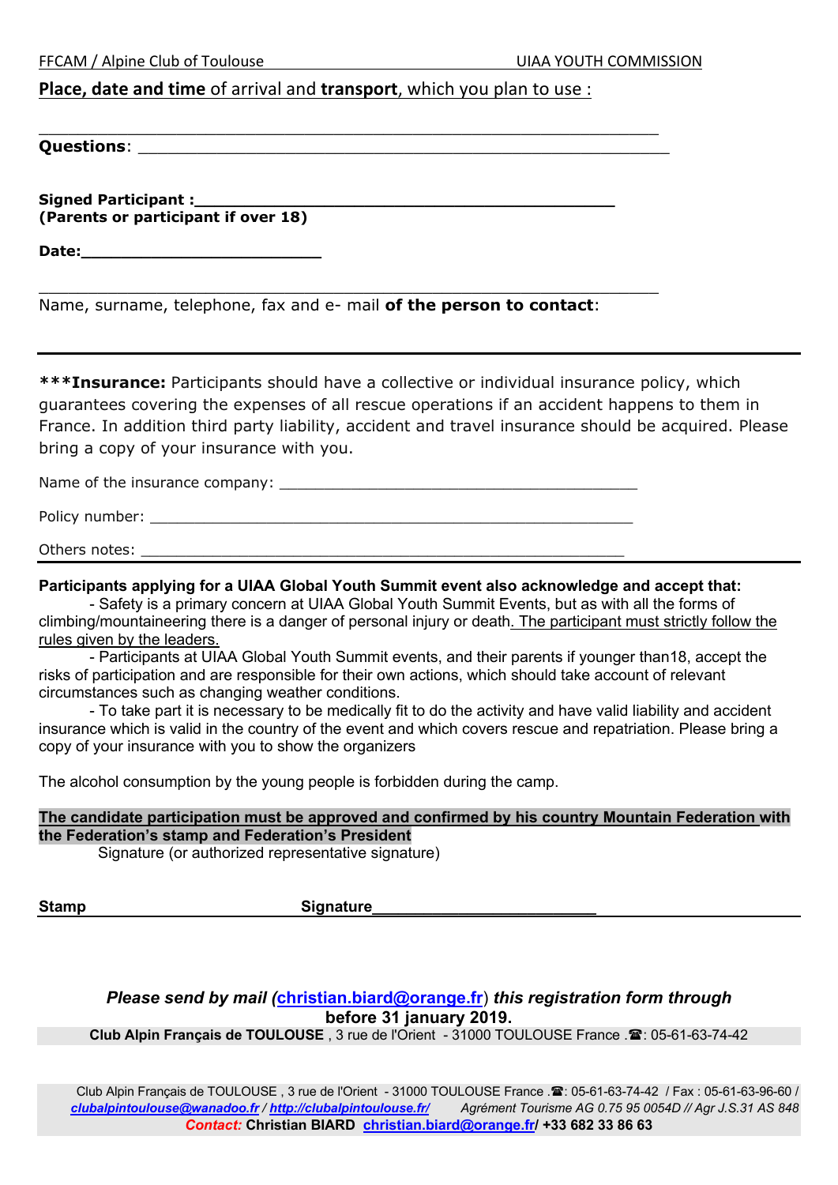**Place, date and time** of arrival and **transport**, which you plan to use :

______________________________________________________________

**Questions**: ______________________________________________________

**Signed Participant :**________________________________________
**(Parents or participant if over 18)**

**Date:**__________________________

______________________________________________________________

Name, surname, telephone, fax and e- mail **of the person to contact**:

---

**\*\*\*Insurance:** Participants should have a collective or individual insurance policy, which guarantees covering the expenses of all rescue operations if an accident happens to them in France. In addition third party liability, accident and travel insurance should be acquired. Please bring a copy of your insurance with you.

Name of the insurance company: ________________________________________

Policy number: _______________________________________________________

Others notes: ______________________________________________________

---

**Participants applying for a UIAA Global Youth Summit event also acknowledge and accept that:**

- Safety is a primary concern at UIAA Global Youth Summit Events, but as with all the forms of climbing/mountaineering there is a danger of personal injury or death. The participant must strictly follow the rules given by the leaders.
- Participants at UIAA Global Youth Summit events, and their parents if younger than18, accept the risks of participation and are responsible for their own actions, which should take account of relevant circumstances such as changing weather conditions.
- To take part it is necessary to be medically fit to do the activity and have valid liability and accident insurance which is valid in the country of the event and which covers rescue and repatriation. Please bring a copy of your insurance with you to show the organizers

The alcohol consumption by the young people is forbidden during the camp.

**The candidate participation must be approved and confirmed by his country Mountain Federation with the Federation's stamp and Federation's President**

Signature (or authorized representative signature)

**Stamp** **Signature**__________________________

***Please send by mail (christian.biard@orange.fr) this registration form through***
**before 31 january 2019.**

**Club Alpin Français de TOULOUSE** , 3 rue de l'Orient - 31000 TOULOUSE France .☎: 05-61-63-74-42

Club Alpin Français de TOULOUSE , 3 rue de l'Orient - 31000 TOULOUSE France .☎: 05-61-63-74-42 / Fax : 05-61-63-96-60 / ***clubalpintoulouse@wanadoo.fr*** / ***http://clubalpintoulouse.fr/*** *Agrément Tourisme AG 0.75 95 0054D // Agr J.S.31 AS 848*
***Contact:*** **Christian BIARD christian.biard@orange.fr/ +33 682 33 86 63**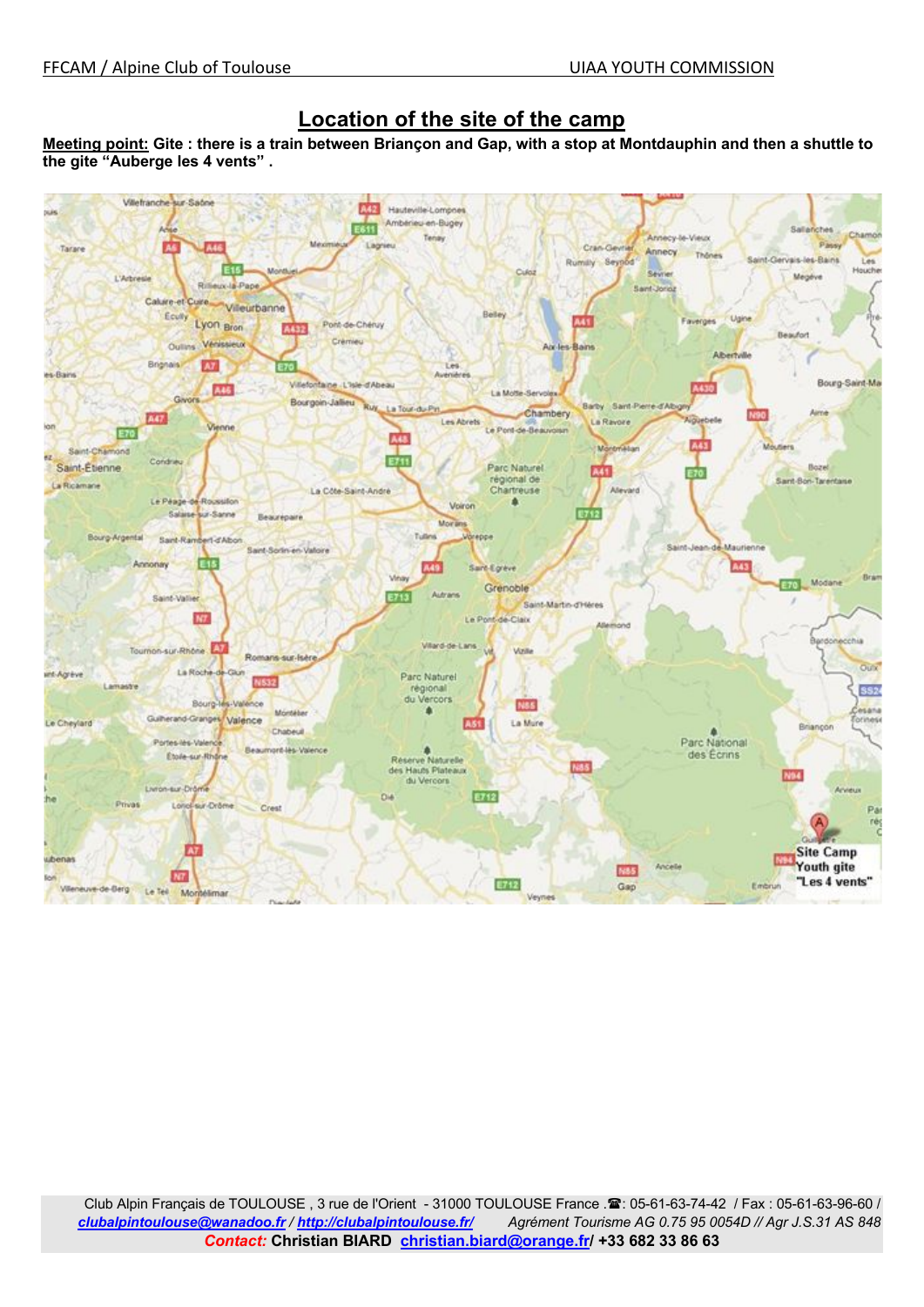# Location of the site of the camp

**Meeting point: Gite : there is a train between Briançon and Gap, with a stop at Montdauphin and then a shuttle to the gite "Auberge les 4 vents" .**

Site Camp
Youth gite
"Les 4 vents"

Club Alpin Français de TOULOUSE , 3 rue de l'Orient - 31000 TOULOUSE France .☎: 05-61-63-74-42 / Fax : 05-61-63-96-60 /
***clubalpintoulouse@wanadoo.fr* / *http://clubalpintoulouse.fr/*** *Agrément Tourisme AG 0.75 95 0054D // Agr J.S.31 AS 848*
***Contact:*** **Christian BIARD christian.biard@orange.fr/ +33 682 33 86 63**